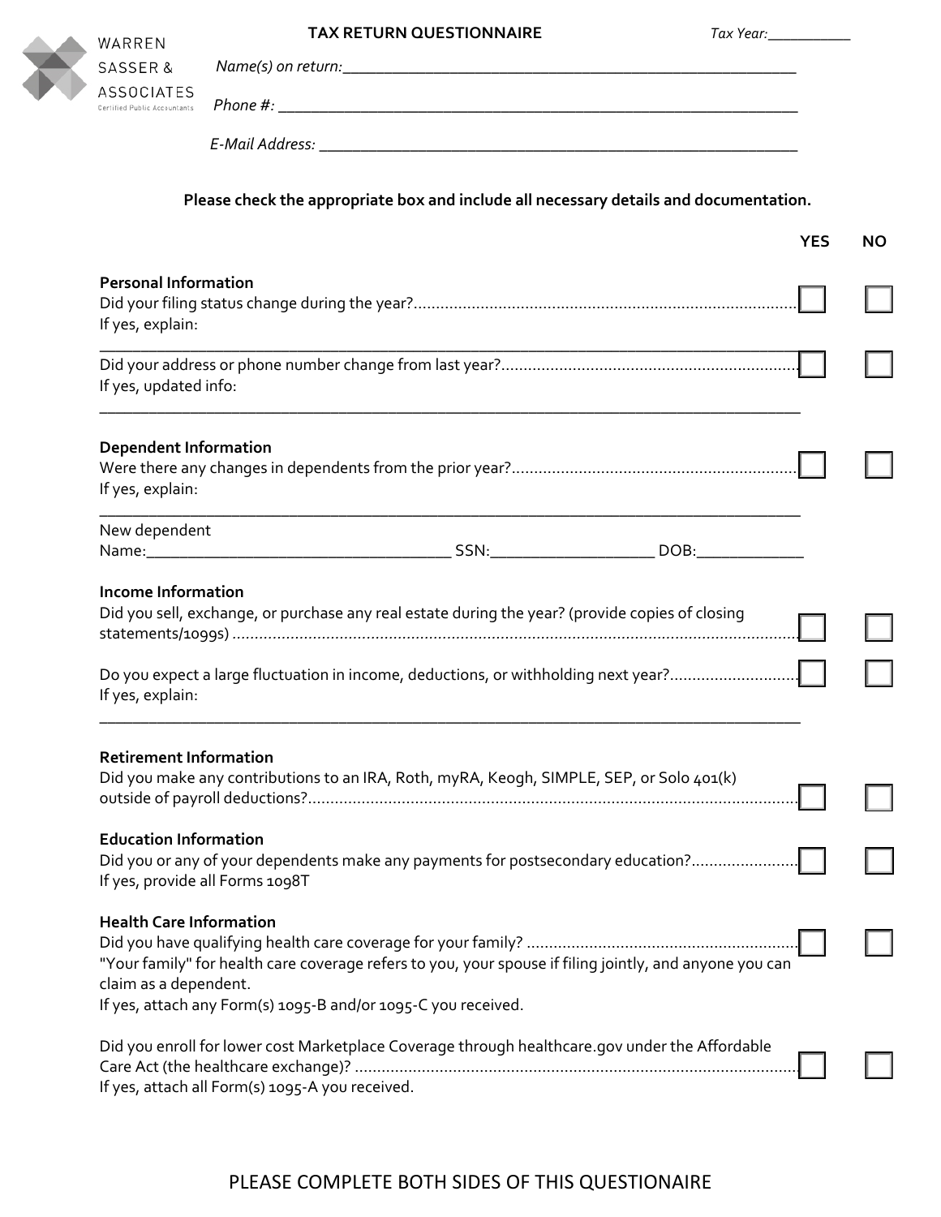WARREN SASSER & ASSOCIATES
Certified Public Accountants

# TAX RETURN QUESTIONNAIRE

*Tax Year:*__________

*Name(s) on return:*______________________________________________________

*Phone #:* ___________________________________________________________

*E-Mail Address:* _______________________________________________________

**Please check the appropriate box and include all necessary details and documentation.**

| | YES | NO |
|---|---|---|
| **Personal Information** | | |
| Did your filing status change during the year?...................................................................................... If yes, explain: ____________________ | ☐ | ☐ |
| Did your address or phone number change from last year?.................................................................. If yes, updated info: ____________________ | ☐ | ☐ |
| **Dependent Information** | | |
| Were there any changes in dependents from the prior year?................................................................ If yes, explain: ____________________ | ☐ | ☐ |
| New dependent Name:____________________ SSN:__________________ DOB:_____________ | | |
| **Income Information** | | |
| Did you sell, exchange, or purchase any real estate during the year? (provide copies of closing statements/1099s) ............................................................................................................................. | ☐ | ☐ |
| Do you expect a large fluctuation in income, deductions, or withholding next year?............................ If yes, explain: ____________________ | ☐ | ☐ |
| **Retirement Information** | | |
| Did you make any contributions to an IRA, Roth, myRA, Keogh, SIMPLE, SEP, or Solo 401(k) outside of payroll deductions?............................................................................................................. | ☐ | ☐ |
| **Education Information** | | |
| Did you or any of your dependents make any payments for postsecondary education?....................... If yes, provide all Forms 1098T | ☐ | ☐ |
| **Health Care Information** | | |
| Did you have qualifying health care coverage for your family? ............................................................ "Your family" for health care coverage refers to you, your spouse if filing jointly, and anyone you can claim as a dependent. If yes, attach any Form(s) 1095-B and/or 1095-C you received. | ☐ | ☐ |
| Did you enroll for lower cost Marketplace Coverage through healthcare.gov under the Affordable Care Act (the healthcare exchange)? ................................................................................................... If yes, attach all Form(s) 1095-A you received. | ☐ | ☐ |

PLEASE COMPLETE BOTH SIDES OF THIS QUESTIONAIRE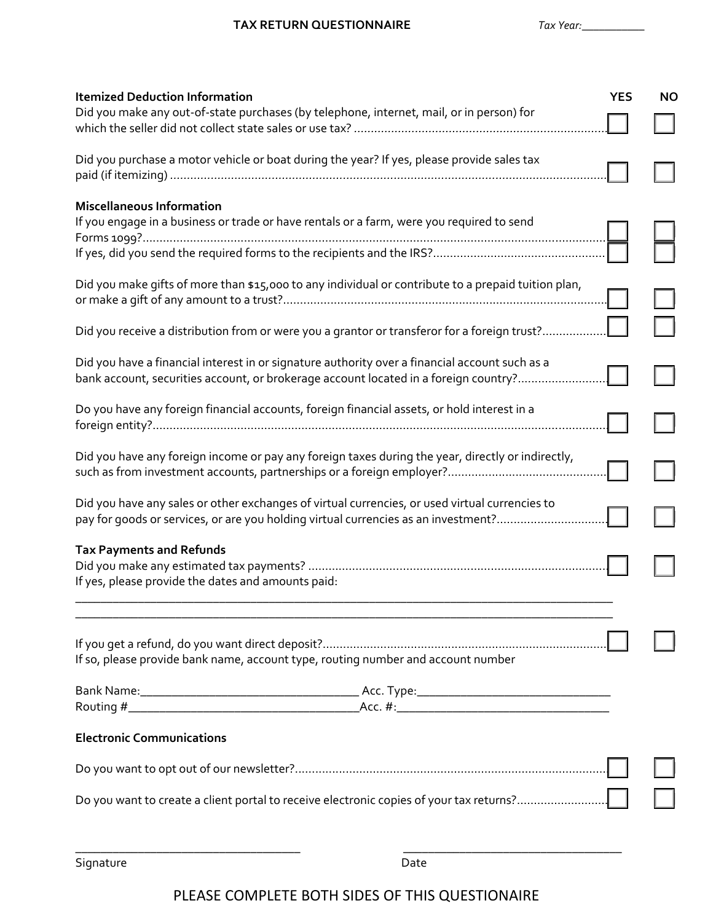**TAX RETURN QUESTIONNAIRE** *Tax Year:___________*

| **Itemized Deduction Information** | **YES** | **NO** |
|---|---|---|
| Did you make any out-of-state purchases (by telephone, internet, mail, or in person) for which the seller did not collect state sales or use tax? | ☐ | ☐ |
| Did you purchase a motor vehicle or boat during the year? If yes, please provide sales tax paid (if itemizing) | ☐ | ☐ |
| **Miscellaneous Information** | | |
| If you engage in a business or trade or have rentals or a farm, were you required to send Forms 1099? | ☐ | ☐ |
| If yes, did you send the required forms to the recipients and the IRS? | ☐ | ☐ |
| Did you make gifts of more than $15,000 to any individual or contribute to a prepaid tuition plan, or make a gift of any amount to a trust? | ☐ | ☐ |
| Did you receive a distribution from or were you a grantor or transferor for a foreign trust? | ☐ | ☐ |
| Did you have a financial interest in or signature authority over a financial account such as a bank account, securities account, or brokerage account located in a foreign country? | ☐ | ☐ |
| Do you have any foreign financial accounts, foreign financial assets, or hold interest in a foreign entity? | ☐ | ☐ |
| Did you have any foreign income or pay any foreign taxes during the year, directly or indirectly, such as from investment accounts, partnerships or a foreign employer? | ☐ | ☐ |
| Did you have any sales or other exchanges of virtual currencies, or used virtual currencies to pay for goods or services, or are you holding virtual currencies as an investment? | ☐ | ☐ |
| **Tax Payments and Refunds** | | |
| Did you make any estimated tax payments? | ☐ | ☐ |

If yes, please provide the dates and amounts paid:

______________________________________________________________________________

______________________________________________________________________________

| | | |
|---|---|---|
| If you get a refund, do you want direct deposit? | ☐ | ☐ |

If so, please provide bank name, account type, routing number and account number

Bank Name:________________________________ Acc. Type:_____________________________

Routing #__________________________________Acc. #:_______________________________

**Electronic Communications**

| | | |
|---|---|---|
| Do you want to opt out of our newsletter? | ☐ | ☐ |
| Do you want to create a client portal to receive electronic copies of your tax returns? | ☐ | ☐ |

_________________________________ _________________________________

Signature Date

PLEASE COMPLETE BOTH SIDES OF THIS QUESTIONAIRE